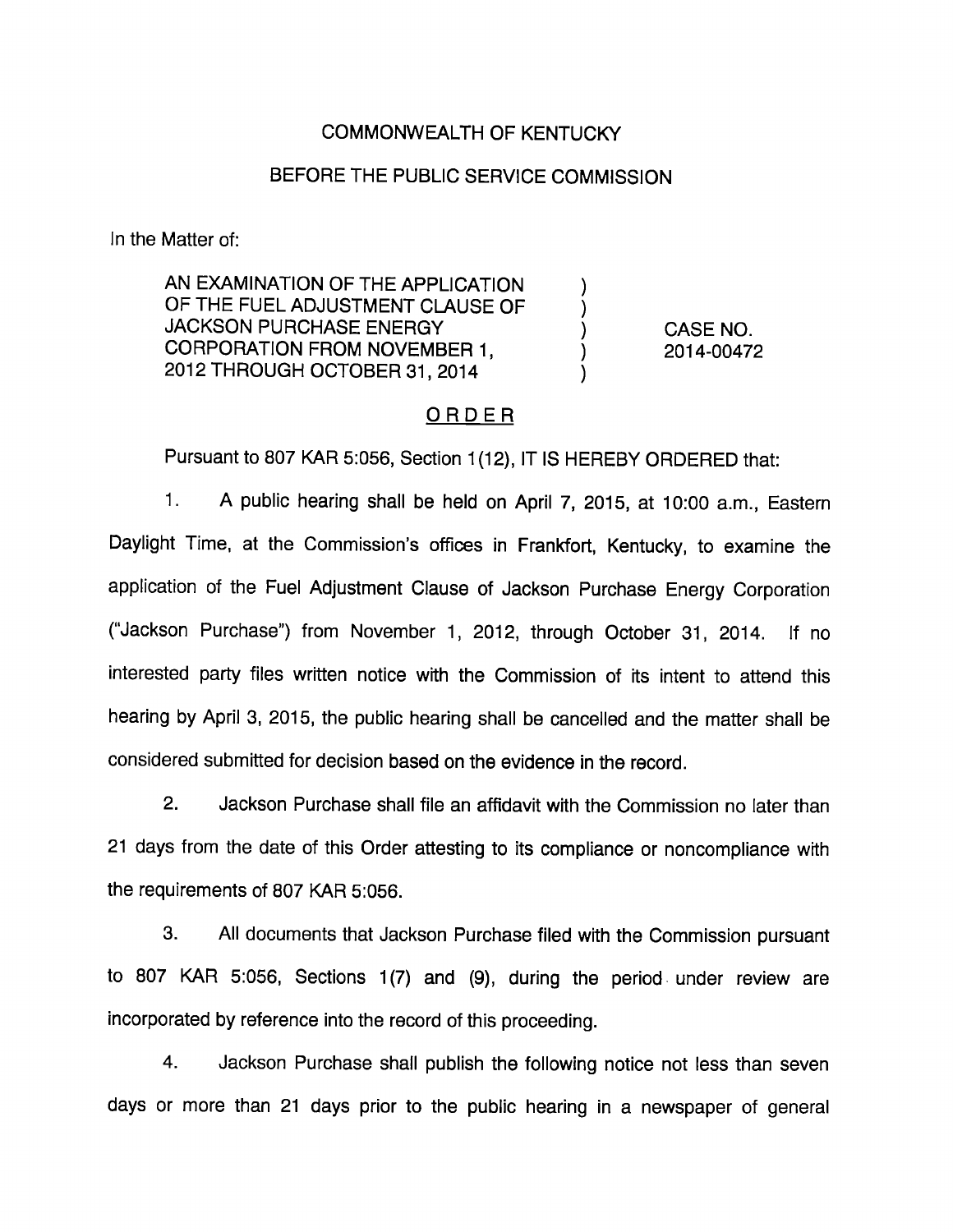COMMONWEALTH OF KENTUCKY

BEFORE THE PUBLIC SERVICE COMMISSION

In the Matter of:

| | | |
|---|---|---|
| AN EXAMINATION OF THE APPLICATION OF THE FUEL ADJUSTMENT CLAUSE OF JACKSON PURCHASE ENERGY CORPORATION FROM NOVEMBER 1, 2012 THROUGH OCTOBER 31, 2014 | ) ) ) ) ) | CASE NO. 2014-00472 |

## ORDER

Pursuant to 807 KAR 5:056, Section 1(12), IT IS HEREBY ORDERED that:

1. A public hearing shall be held on April 7, 2015, at 10:00 a.m., Eastern Daylight Time, at the Commission's offices in Frankfort, Kentucky, to examine the application of the Fuel Adjustment Clause of Jackson Purchase Energy Corporation ("Jackson Purchase") from November 1, 2012, through October 31, 2014. If no interested party files written notice with the Commission of its intent to attend this hearing by April 3, 2015, the public hearing shall be cancelled and the matter shall be considered submitted for decision based on the evidence in the record.

2. Jackson Purchase shall file an affidavit with the Commission no later than 21 days from the date of this Order attesting to its compliance or noncompliance with the requirements of 807 KAR 5:056.

3. All documents that Jackson Purchase filed with the Commission pursuant to 807 KAR 5:056, Sections 1(7) and (9), during the period under review are incorporated by reference into the record of this proceeding.

4. Jackson Purchase shall publish the following notice not less than seven days or more than 21 days prior to the public hearing in a newspaper of general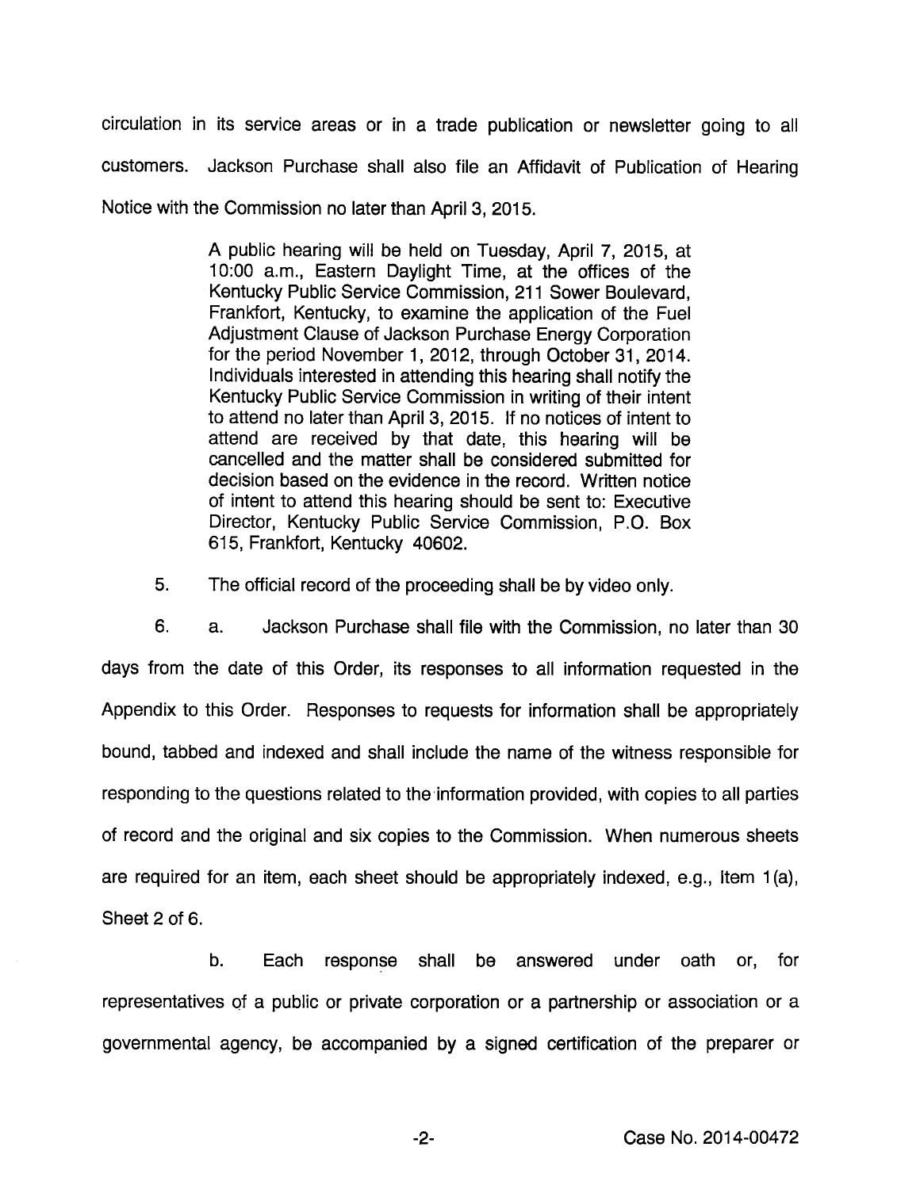circulation in its service areas or in a trade publication or newsletter going to all customers. Jackson Purchase shall also file an Affidavit of Publication of Hearing Notice with the Commission no later than April 3, 2015.

> A public hearing will be held on Tuesday, April 7, 2015, at 10:00 a.m., Eastern Daylight Time, at the offices of the Kentucky Public Service Commission, 211 Sower Boulevard, Frankfort, Kentucky, to examine the application of the Fuel Adjustment Clause of Jackson Purchase Energy Corporation for the period November 1, 2012, through October 31, 2014. Individuals interested in attending this hearing shall notify the Kentucky Public Service Commission in writing of their intent to attend no later than April 3, 2015. If no notices of intent to attend are received by that date, this hearing will be cancelled and the matter shall be considered submitted for decision based on the evidence in the record. Written notice of intent to attend this hearing should be sent to: Executive Director, Kentucky Public Service Commission, P.O. Box 615, Frankfort, Kentucky 40602.

5. The official record of the proceeding shall be by video only.

6. a. Jackson Purchase shall file with the Commission, no later than 30 days from the date of this Order, its responses to all information requested in the Appendix to this Order. Responses to requests for information shall be appropriately bound, tabbed and indexed and shall include the name of the witness responsible for responding to the questions related to the information provided, with copies to all parties of record and the original and six copies to the Commission. When numerous sheets are required for an item, each sheet should be appropriately indexed, e.g., Item 1(a), Sheet 2 of 6.

b. Each response shall be answered under oath or, for representatives of a public or private corporation or a partnership or association or a governmental agency, be accompanied by a signed certification of the preparer or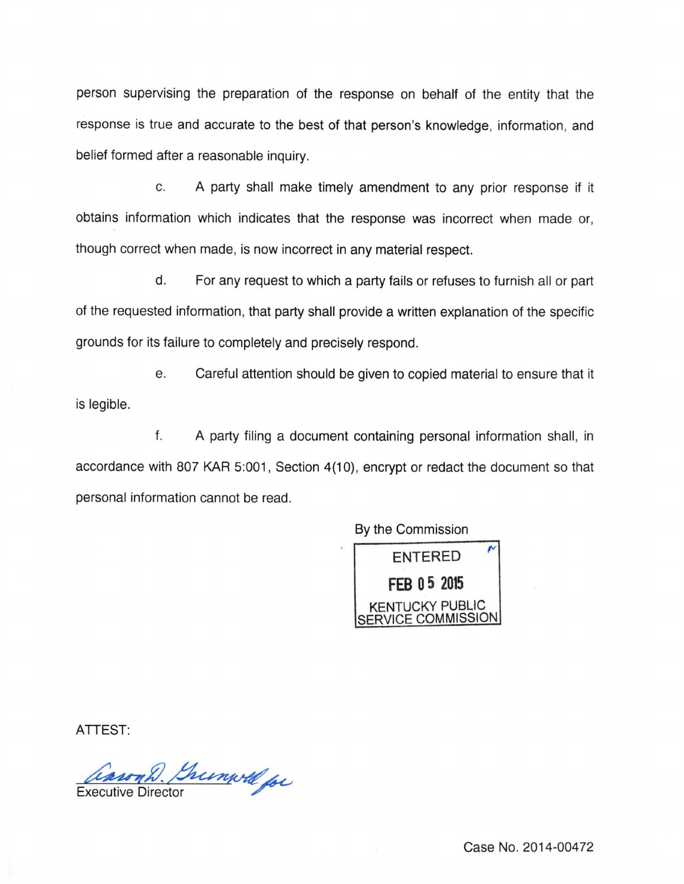person supervising the preparation of the response on behalf of the entity that the response is true and accurate to the best of that person's knowledge, information, and belief formed after a reasonable inquiry.

c. A party shall make timely amendment to any prior response if it obtains information which indicates that the response was incorrect when made or, though correct when made, is now incorrect in any material respect.

d. For any request to which a party fails or refuses to furnish all or part of the requested information, that party shall provide a written explanation of the specific grounds for its failure to completely and precisely respond.

e. Careful attention should be given to copied material to ensure that it is legible.

f. A party filing a document containing personal information shall, in accordance with 807 KAR 5:001, Section 4(10), encrypt or redact the document so that personal information cannot be read.

By the Commission

ENTERED
FEB 05 2015
KENTUCKY PUBLIC SERVICE COMMISSION

ATTEST:

Aaron D. Greenwell for
Executive Director

Case No. 2014-00472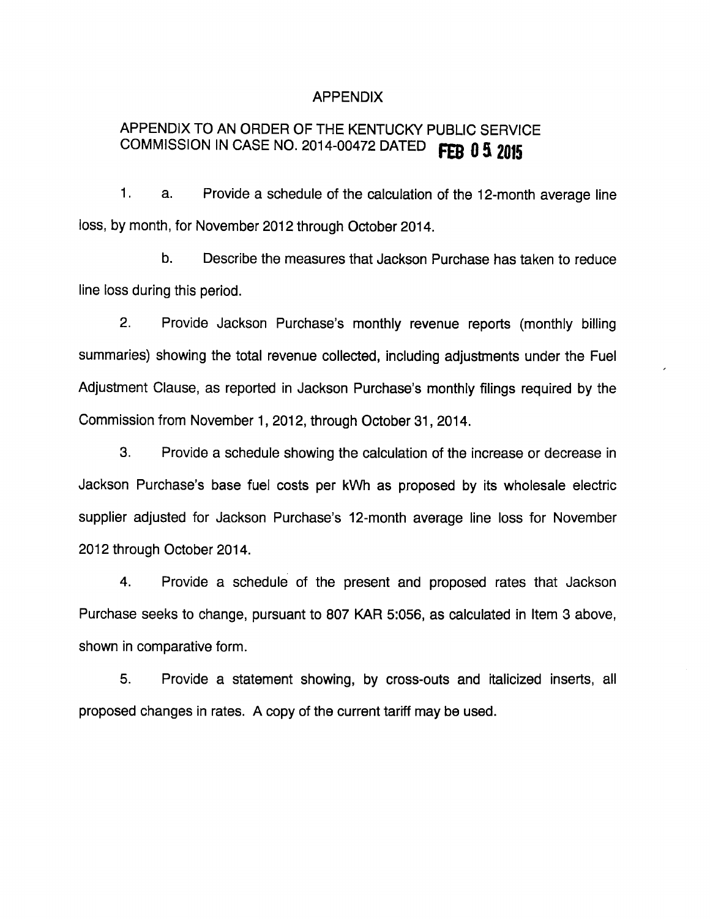# APPENDIX

## APPENDIX TO AN ORDER OF THE KENTUCKY PUBLIC SERVICE COMMISSION IN CASE NO. 2014-00472 DATED FEB 05 2015

1. a. Provide a schedule of the calculation of the 12-month average line loss, by month, for November 2012 through October 2014.

   b. Describe the measures that Jackson Purchase has taken to reduce line loss during this period.

2. Provide Jackson Purchase's monthly revenue reports (monthly billing summaries) showing the total revenue collected, including adjustments under the Fuel Adjustment Clause, as reported in Jackson Purchase's monthly filings required by the Commission from November 1, 2012, through October 31, 2014.

3. Provide a schedule showing the calculation of the increase or decrease in Jackson Purchase's base fuel costs per kWh as proposed by its wholesale electric supplier adjusted for Jackson Purchase's 12-month average line loss for November 2012 through October 2014.

4. Provide a schedule of the present and proposed rates that Jackson Purchase seeks to change, pursuant to 807 KAR 5:056, as calculated in Item 3 above, shown in comparative form.

5. Provide a statement showing, by cross-outs and italicized inserts, all proposed changes in rates. A copy of the current tariff may be used.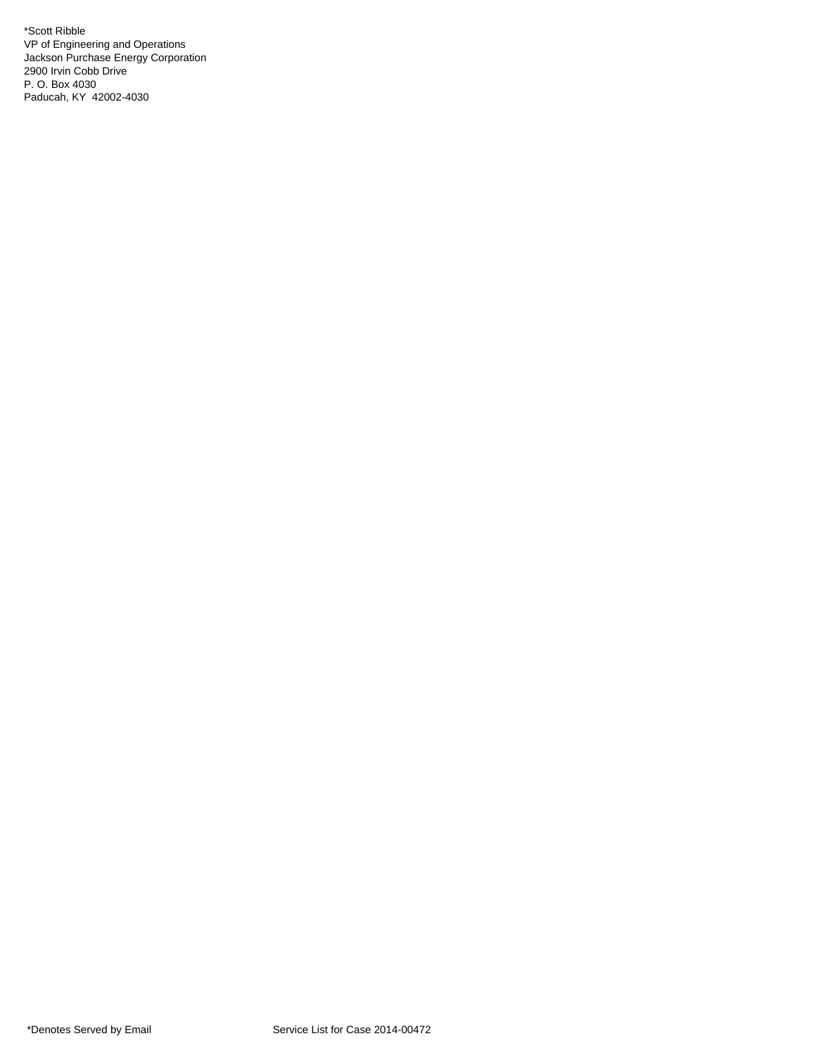*Scott Ribble
VP of Engineering and Operations
Jackson Purchase Energy Corporation
2900 Irvin Cobb Drive
P. O. Box 4030
Paducah, KY  42002-4030